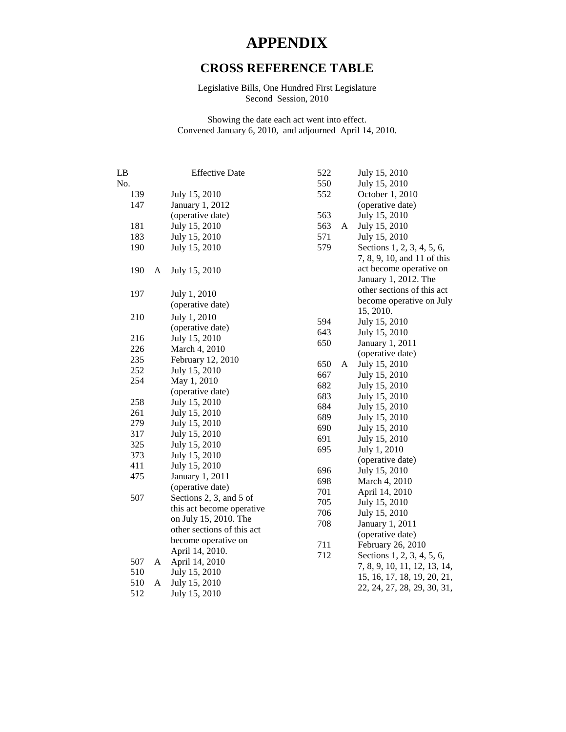# APPENDIX

## CROSS REFERENCE TABLE

Legislative Bills, One Hundred First Legislature
Second Session, 2010

Showing the date each act went into effect.
Convened January 6, 2010, and adjourned April 14, 2010.

| LB No. | | Effective Date |
|---|---|---|
| 139 | | July 15, 2010 |
| 147 | | January 1, 2012 (operative date) |
| 181 | | July 15, 2010 |
| 183 | | July 15, 2010 |
| 190 | | July 15, 2010 |
| 190 | A | July 15, 2010 |
| 197 | | July 1, 2010 (operative date) |
| 210 | | July 1, 2010 (operative date) |
| 216 | | July 15, 2010 |
| 226 | | March 4, 2010 |
| 235 | | February 12, 2010 |
| 252 | | July 15, 2010 |
| 254 | | May 1, 2010 (operative date) |
| 258 | | July 15, 2010 |
| 261 | | July 15, 2010 |
| 279 | | July 15, 2010 |
| 317 | | July 15, 2010 |
| 325 | | July 15, 2010 |
| 373 | | July 15, 2010 |
| 411 | | July 15, 2010 |
| 475 | | January 1, 2011 (operative date) |
| 507 | | Sections 2, 3, and 5 of this act become operative on July 15, 2010. The other sections of this act become operative on April 14, 2010. |
| 507 | A | April 14, 2010 |
| 510 | | July 15, 2010 |
| 510 | A | July 15, 2010 |
| 512 | | July 15, 2010 |
| 522 | | July 15, 2010 |
| 550 | | July 15, 2010 |
| 552 | | October 1, 2010 (operative date) |
| 563 | | July 15, 2010 |
| 563 | A | July 15, 2010 |
| 571 | | July 15, 2010 |
| 579 | | Sections 1, 2, 3, 4, 5, 6, 7, 8, 9, 10, and 11 of this act become operative on January 1, 2012. The other sections of this act become operative on July 15, 2010. |
| 594 | | July 15, 2010 |
| 643 | | July 15, 2010 |
| 650 | | January 1, 2011 (operative date) |
| 650 | A | July 15, 2010 |
| 667 | | July 15, 2010 |
| 682 | | July 15, 2010 |
| 683 | | July 15, 2010 |
| 684 | | July 15, 2010 |
| 689 | | July 15, 2010 |
| 690 | | July 15, 2010 |
| 691 | | July 15, 2010 |
| 695 | | July 1, 2010 (operative date) |
| 696 | | July 15, 2010 |
| 698 | | March 4, 2010 |
| 701 | | April 14, 2010 |
| 705 | | July 15, 2010 |
| 706 | | July 15, 2010 |
| 708 | | January 1, 2011 (operative date) |
| 711 | | February 26, 2010 |
| 712 | | Sections 1, 2, 3, 4, 5, 6, 7, 8, 9, 10, 11, 12, 13, 14, 15, 16, 17, 18, 19, 20, 21, 22, 24, 27, 28, 29, 30, 31, |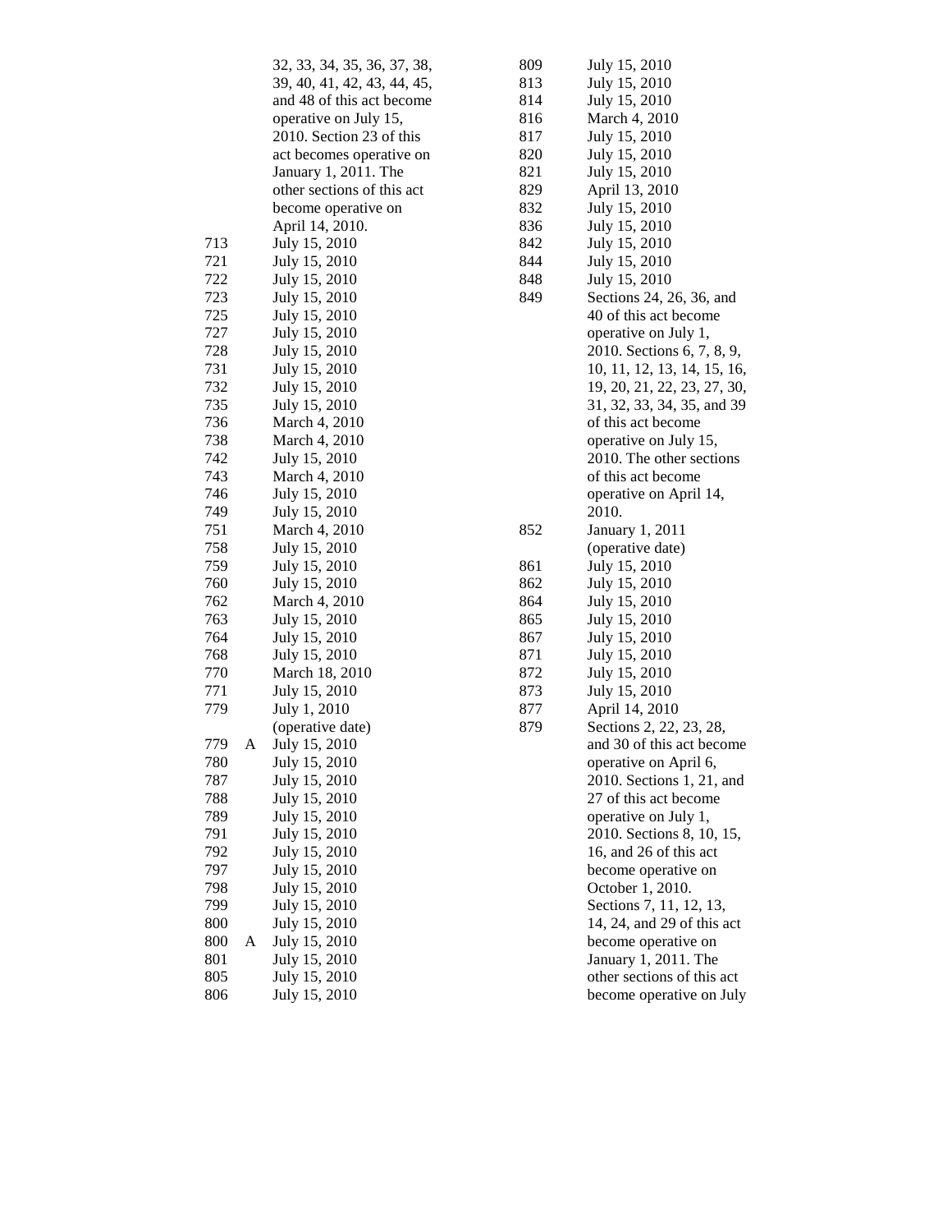| | | |
|---|---|---|
| | | 32, 33, 34, 35, 36, 37, 38, 39, 40, 41, 42, 43, 44, 45, and 48 of this act become operative on July 15, 2010. Section 23 of this act becomes operative on January 1, 2011. The other sections of this act become operative on April 14, 2010. |
| 713 | | July 15, 2010 |
| 721 | | July 15, 2010 |
| 722 | | July 15, 2010 |
| 723 | | July 15, 2010 |
| 725 | | July 15, 2010 |
| 727 | | July 15, 2010 |
| 728 | | July 15, 2010 |
| 731 | | July 15, 2010 |
| 732 | | July 15, 2010 |
| 735 | | July 15, 2010 |
| 736 | | March 4, 2010 |
| 738 | | March 4, 2010 |
| 742 | | July 15, 2010 |
| 743 | | March 4, 2010 |
| 746 | | July 15, 2010 |
| 749 | | July 15, 2010 |
| 751 | | March 4, 2010 |
| 758 | | July 15, 2010 |
| 759 | | July 15, 2010 |
| 760 | | July 15, 2010 |
| 762 | | March 4, 2010 |
| 763 | | July 15, 2010 |
| 764 | | July 15, 2010 |
| 768 | | July 15, 2010 |
| 770 | | March 18, 2010 |
| 771 | | July 15, 2010 |
| 779 | | July 1, 2010 (operative date) |
| 779 | A | July 15, 2010 |
| 780 | | July 15, 2010 |
| 787 | | July 15, 2010 |
| 788 | | July 15, 2010 |
| 789 | | July 15, 2010 |
| 791 | | July 15, 2010 |
| 792 | | July 15, 2010 |
| 797 | | July 15, 2010 |
| 798 | | July 15, 2010 |
| 799 | | July 15, 2010 |
| 800 | | July 15, 2010 |
| 800 | A | July 15, 2010 |
| 801 | | July 15, 2010 |
| 805 | | July 15, 2010 |
| 806 | | July 15, 2010 |
| 809 | | July 15, 2010 |
| 813 | | July 15, 2010 |
| 814 | | July 15, 2010 |
| 816 | | March 4, 2010 |
| 817 | | July 15, 2010 |
| 820 | | July 15, 2010 |
| 821 | | July 15, 2010 |
| 829 | | April 13, 2010 |
| 832 | | July 15, 2010 |
| 836 | | July 15, 2010 |
| 842 | | July 15, 2010 |
| 844 | | July 15, 2010 |
| 848 | | July 15, 2010 |
| 849 | | Sections 24, 26, 36, and 40 of this act become operative on July 1, 2010. Sections 6, 7, 8, 9, 10, 11, 12, 13, 14, 15, 16, 19, 20, 21, 22, 23, 27, 30, 31, 32, 33, 34, 35, and 39 of this act become operative on July 15, 2010. The other sections of this act become operative on April 14, 2010. |
| 852 | | January 1, 2011 (operative date) |
| 861 | | July 15, 2010 |
| 862 | | July 15, 2010 |
| 864 | | July 15, 2010 |
| 865 | | July 15, 2010 |
| 867 | | July 15, 2010 |
| 871 | | July 15, 2010 |
| 872 | | July 15, 2010 |
| 873 | | July 15, 2010 |
| 877 | | April 14, 2010 |
| 879 | | Sections 2, 22, 23, 28, and 30 of this act become operative on April 6, 2010. Sections 1, 21, and 27 of this act become operative on July 1, 2010. Sections 8, 10, 15, 16, and 26 of this act become operative on October 1, 2010. Sections 7, 11, 12, 13, 14, 24, and 29 of this act become operative on January 1, 2011. The other sections of this act become operative on July |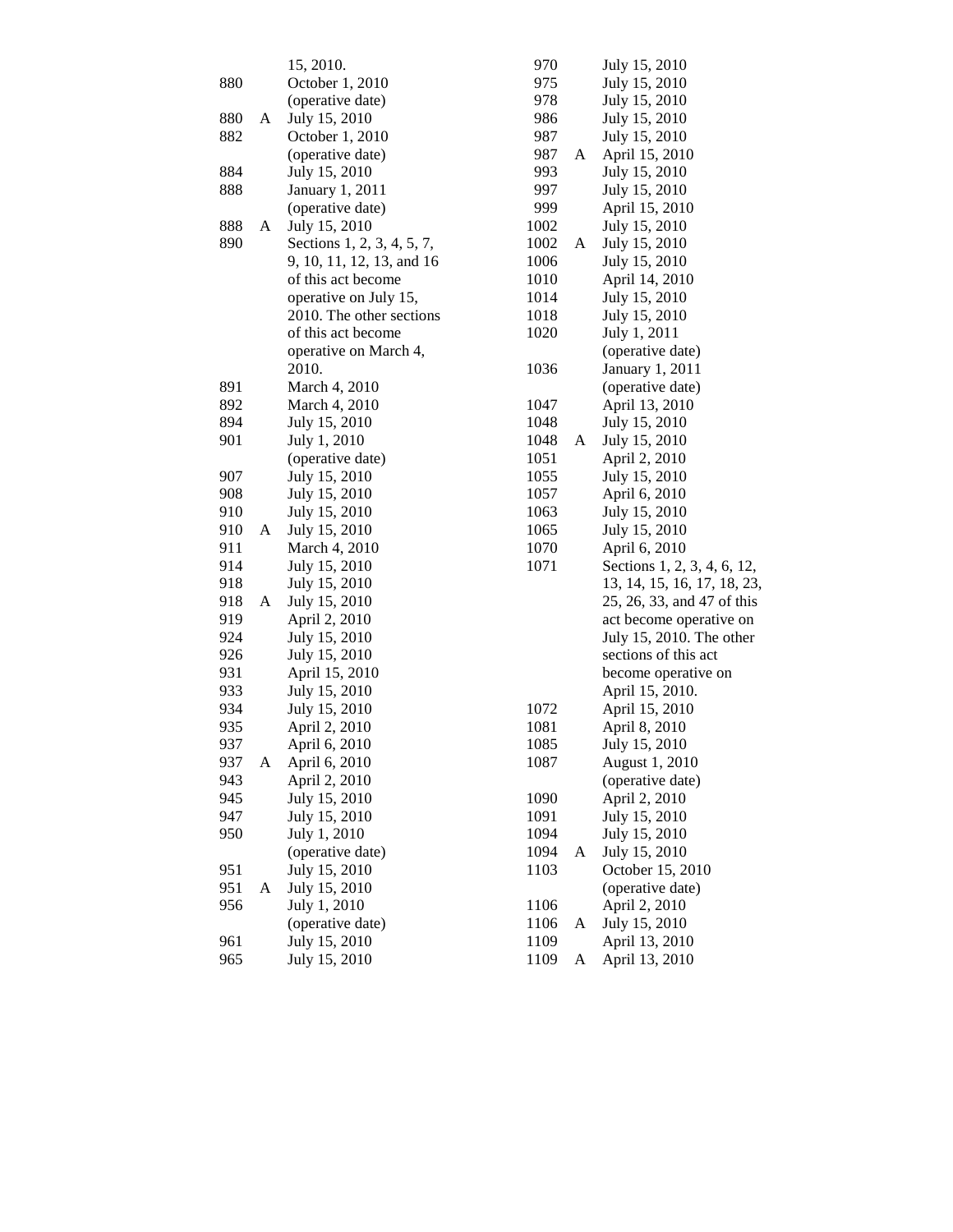| | | |
|---|---|---|
| | | 15, 2010. |
| 880 | | October 1, 2010 (operative date) |
| 880 | A | July 15, 2010 |
| 882 | | October 1, 2010 (operative date) |
| 884 | | July 15, 2010 |
| 888 | | January 1, 2011 (operative date) |
| 888 | A | July 15, 2010 |
| 890 | | Sections 1, 2, 3, 4, 5, 7, 9, 10, 11, 12, 13, and 16 of this act become operative on July 15, 2010. The other sections of this act become operative on March 4, 2010. |
| 891 | | March 4, 2010 |
| 892 | | March 4, 2010 |
| 894 | | July 15, 2010 |
| 901 | | July 1, 2010 (operative date) |
| 907 | | July 15, 2010 |
| 908 | | July 15, 2010 |
| 910 | | July 15, 2010 |
| 910 | A | July 15, 2010 |
| 911 | | March 4, 2010 |
| 914 | | July 15, 2010 |
| 918 | | July 15, 2010 |
| 918 | A | July 15, 2010 |
| 919 | | April 2, 2010 |
| 924 | | July 15, 2010 |
| 926 | | July 15, 2010 |
| 931 | | April 15, 2010 |
| 933 | | July 15, 2010 |
| 934 | | July 15, 2010 |
| 935 | | April 2, 2010 |
| 937 | | April 6, 2010 |
| 937 | A | April 6, 2010 |
| 943 | | April 2, 2010 |
| 945 | | July 15, 2010 |
| 947 | | July 15, 2010 |
| 950 | | July 1, 2010 (operative date) |
| 951 | | July 15, 2010 |
| 951 | A | July 15, 2010 |
| 956 | | July 1, 2010 (operative date) |
| 961 | | July 15, 2010 |
| 965 | | July 15, 2010 |
| 970 | | July 15, 2010 |
| 975 | | July 15, 2010 |
| 978 | | July 15, 2010 |
| 986 | | July 15, 2010 |
| 987 | | July 15, 2010 |
| 987 | A | April 15, 2010 |
| 993 | | July 15, 2010 |
| 997 | | July 15, 2010 |
| 999 | | April 15, 2010 |
| 1002 | | July 15, 2010 |
| 1002 | A | July 15, 2010 |
| 1006 | | July 15, 2010 |
| 1010 | | April 14, 2010 |
| 1014 | | July 15, 2010 |
| 1018 | | July 15, 2010 |
| 1020 | | July 1, 2011 (operative date) |
| 1036 | | January 1, 2011 (operative date) |
| 1047 | | April 13, 2010 |
| 1048 | | July 15, 2010 |
| 1048 | A | July 15, 2010 |
| 1051 | | April 2, 2010 |
| 1055 | | July 15, 2010 |
| 1057 | | April 6, 2010 |
| 1063 | | July 15, 2010 |
| 1065 | | July 15, 2010 |
| 1070 | | April 6, 2010 |
| 1071 | | Sections 1, 2, 3, 4, 6, 12, 13, 14, 15, 16, 17, 18, 23, 25, 26, 33, and 47 of this act become operative on July 15, 2010. The other sections of this act become operative on April 15, 2010. |
| 1072 | | April 15, 2010 |
| 1081 | | April 8, 2010 |
| 1085 | | July 15, 2010 |
| 1087 | | August 1, 2010 (operative date) |
| 1090 | | April 2, 2010 |
| 1091 | | July 15, 2010 |
| 1094 | | July 15, 2010 |
| 1094 | A | July 15, 2010 |
| 1103 | | October 15, 2010 (operative date) |
| 1106 | | April 2, 2010 |
| 1106 | A | July 15, 2010 |
| 1109 | | April 13, 2010 |
| 1109 | A | April 13, 2010 |